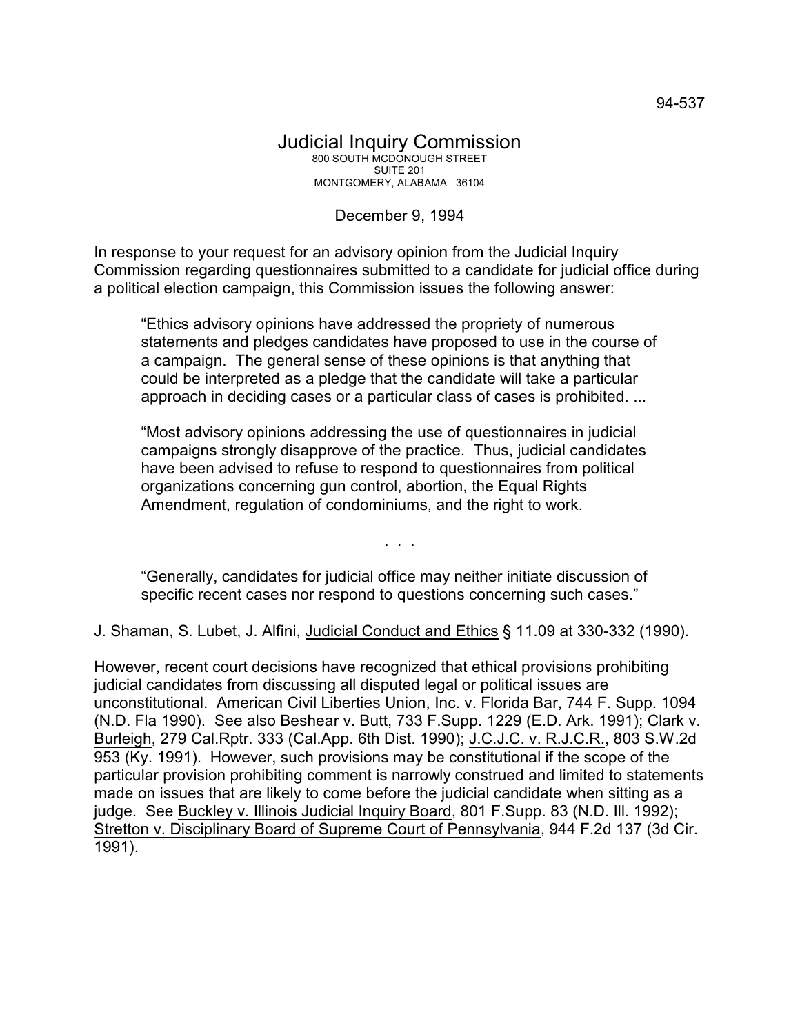94-537

# Judicial Inquiry Commission

800 SOUTH MCDONOUGH STREET
SUITE 201
MONTGOMERY, ALABAMA 36104

December 9, 1994

In response to your request for an advisory opinion from the Judicial Inquiry Commission regarding questionnaires submitted to a candidate for judicial office during a political election campaign, this Commission issues the following answer:

> "Ethics advisory opinions have addressed the propriety of numerous statements and pledges candidates have proposed to use in the course of a campaign. The general sense of these opinions is that anything that could be interpreted as a pledge that the candidate will take a particular approach in deciding cases or a particular class of cases is prohibited. ...
>
> "Most advisory opinions addressing the use of questionnaires in judicial campaigns strongly disapprove of the practice. Thus, judicial candidates have been advised to refuse to respond to questionnaires from political organizations concerning gun control, abortion, the Equal Rights Amendment, regulation of condominiums, and the right to work.
>
> . . .
>
> "Generally, candidates for judicial office may neither initiate discussion of specific recent cases nor respond to questions concerning such cases."

J. Shaman, S. Lubet, J. Alfini, Judicial Conduct and Ethics § 11.09 at 330-332 (1990).

However, recent court decisions have recognized that ethical provisions prohibiting judicial candidates from discussing all disputed legal or political issues are unconstitutional. American Civil Liberties Union, Inc. v. Florida Bar, 744 F. Supp. 1094 (N.D. Fla 1990). See also Beshear v. Butt, 733 F.Supp. 1229 (E.D. Ark. 1991); Clark v. Burleigh, 279 Cal.Rptr. 333 (Cal.App. 6th Dist. 1990); J.C.J.C. v. R.J.C.R., 803 S.W.2d 953 (Ky. 1991). However, such provisions may be constitutional if the scope of the particular provision prohibiting comment is narrowly construed and limited to statements made on issues that are likely to come before the judicial candidate when sitting as a judge. See Buckley v. Illinois Judicial Inquiry Board, 801 F.Supp. 83 (N.D. Ill. 1992); Stretton v. Disciplinary Board of Supreme Court of Pennsylvania, 944 F.2d 137 (3d Cir. 1991).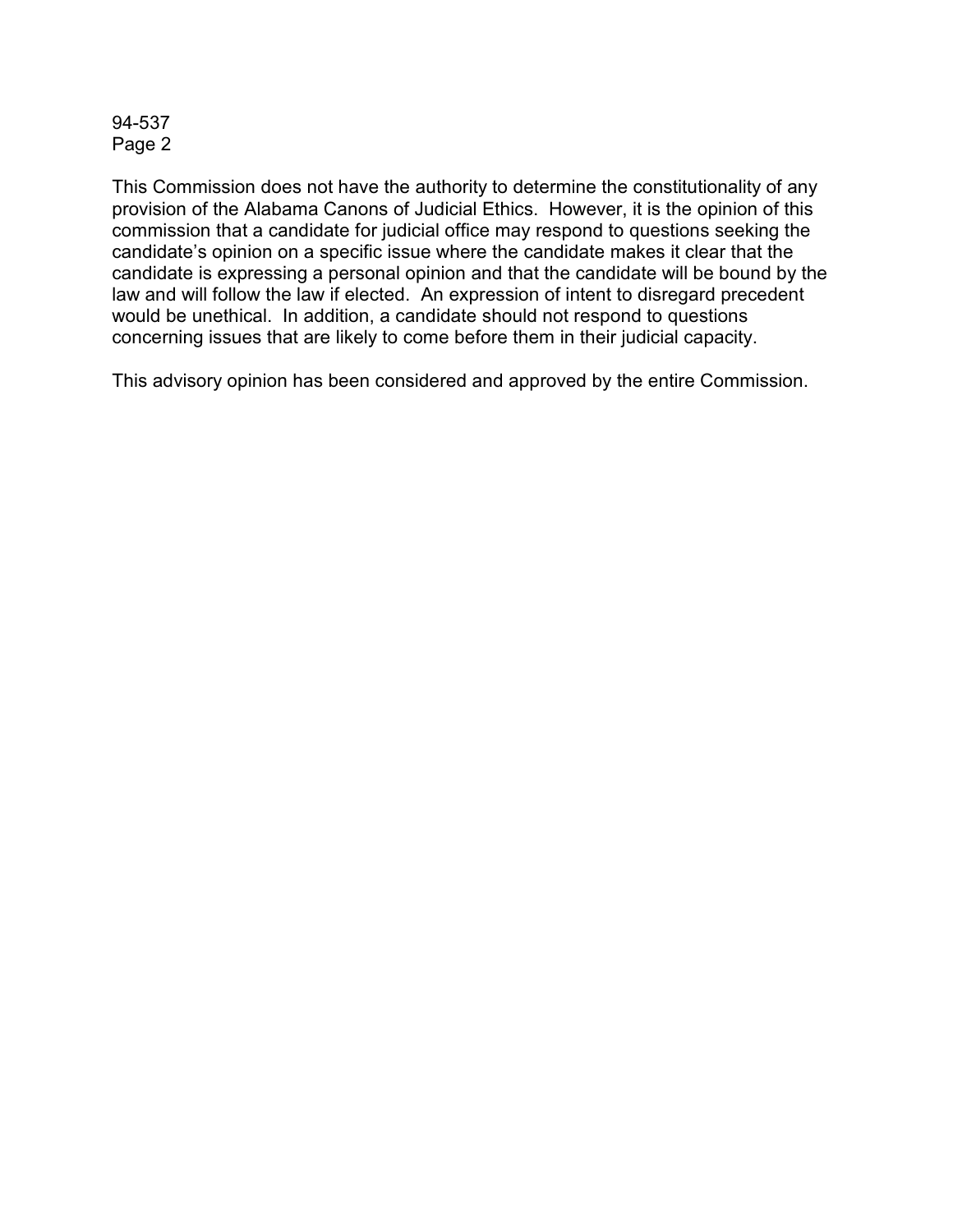This Commission does not have the authority to determine the constitutionality of any provision of the Alabama Canons of Judicial Ethics. However, it is the opinion of this commission that a candidate for judicial office may respond to questions seeking the candidate's opinion on a specific issue where the candidate makes it clear that the candidate is expressing a personal opinion and that the candidate will be bound by the law and will follow the law if elected. An expression of intent to disregard precedent would be unethical. In addition, a candidate should not respond to questions concerning issues that are likely to come before them in their judicial capacity.

This advisory opinion has been considered and approved by the entire Commission.